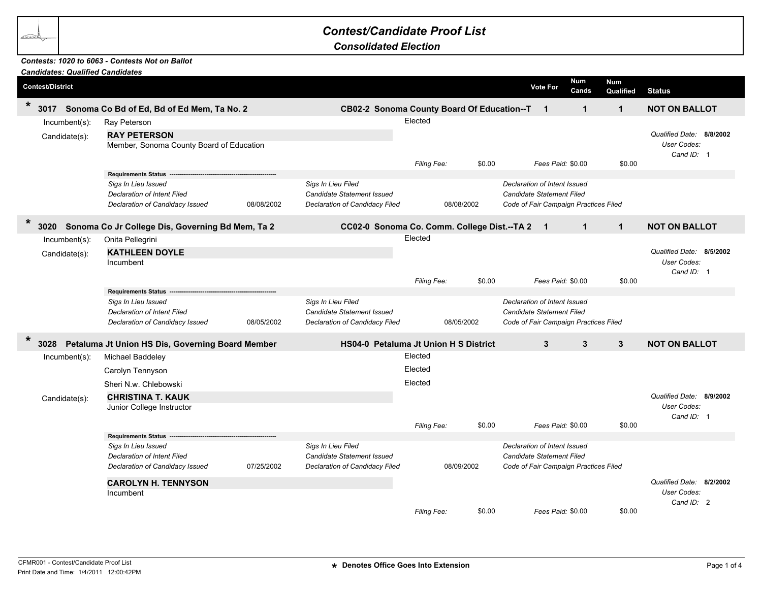# Contest/Candidate Proof List

## Consolidated Election

***Contests: 1020 to 6063 - Contests Not on Ballot***
***Candidates: Qualified Candidates***

| Contest/District | | Vote For | Num Cands | Num Qualified | Status |
|---|---|---|---|---|---|
| * **3017 Sonoma Co Bd of Ed, Bd of Ed Mem, Ta No. 2** | **CB02-2 Sonoma County Board Of Education--T** | **1** | **1** | **1** | **NOT ON BALLOT** |

Incumbent(s): Ray Peterson — Elected

Candidate(s): **RAY PETERSON**
Member, Sonoma County Board of Education

*Qualified Date:* **8/8/2002**
*User Codes:*
*Cand ID:* 1

*Filing Fee:* $0.00 *Fees Paid:* $0.00 $0.00

**Requirements Status** ------------------------------------------------

| | | | | |
|---|---|---|---|---|
| *Sigs In Lieu Issued* | | *Sigs In Lieu Filed* | | *Declaration of Intent Issued* |
| *Declaration of Intent Filed* | | *Candidate Statement Issued* | | *Candidate Statement Filed* |
| *Declaration of Candidacy Issued* | 08/08/2002 | *Declaration of Candidacy Filed* | 08/08/2002 | *Code of Fair Campaign Practices Filed* |

| Contest/District | | Vote For | Num Cands | Num Qualified | Status |
|---|---|---|---|---|---|
| * **3020 Sonoma Co Jr College Dis, Governing Bd Mem, Ta 2** | **CC02-0 Sonoma Co. Comm. College Dist.--TA 2** | **1** | **1** | **1** | **NOT ON BALLOT** |

Incumbent(s): Onita Pellegrini — Elected

Candidate(s): **KATHLEEN DOYLE**
Incumbent

*Qualified Date:* **8/5/2002**
*User Codes:*
*Cand ID:* 1

*Filing Fee:* $0.00 *Fees Paid:* $0.00 $0.00

**Requirements Status** ------------------------------------------------

| | | | | |
|---|---|---|---|---|
| *Sigs In Lieu Issued* | | *Sigs In Lieu Filed* | | *Declaration of Intent Issued* |
| *Declaration of Intent Filed* | | *Candidate Statement Issued* | | *Candidate Statement Filed* |
| *Declaration of Candidacy Issued* | 08/05/2002 | *Declaration of Candidacy Filed* | 08/05/2002 | *Code of Fair Campaign Practices Filed* |

| Contest/District | | Vote For | Num Cands | Num Qualified | Status |
|---|---|---|---|---|---|
| * **3028 Petaluma Jt Union HS Dis, Governing Board Member** | **HS04-0 Petaluma Jt Union H S District** | **3** | **3** | **3** | **NOT ON BALLOT** |

Incumbent(s):
Michael Baddeley — Elected
Carolyn Tennyson — Elected
Sheri N.w. Chlebowski — Elected

Candidate(s): **CHRISTINA T. KAUK**
Junior College Instructor

*Qualified Date:* **8/9/2002**
*User Codes:*
*Cand ID:* 1

*Filing Fee:* $0.00 *Fees Paid:* $0.00 $0.00

**Requirements Status** ------------------------------------------------

| | | | | |
|---|---|---|---|---|
| *Sigs In Lieu Issued* | | *Sigs In Lieu Filed* | | *Declaration of Intent Issued* |
| *Declaration of Intent Filed* | | *Candidate Statement Issued* | | *Candidate Statement Filed* |
| *Declaration of Candidacy Issued* | 07/25/2002 | *Declaration of Candidacy Filed* | 08/09/2002 | *Code of Fair Campaign Practices Filed* |

**CAROLYN H. TENNYSON**
Incumbent

*Qualified Date:* **8/2/2002**
*User Codes:*
*Cand ID:* 2

*Filing Fee:* $0.00 *Fees Paid:* $0.00 $0.00

CFMR001 - Contest/Candidate Proof List
Print Date and Time: 1/4/2011 12:00:42PM

\* Denotes Office Goes Into Extension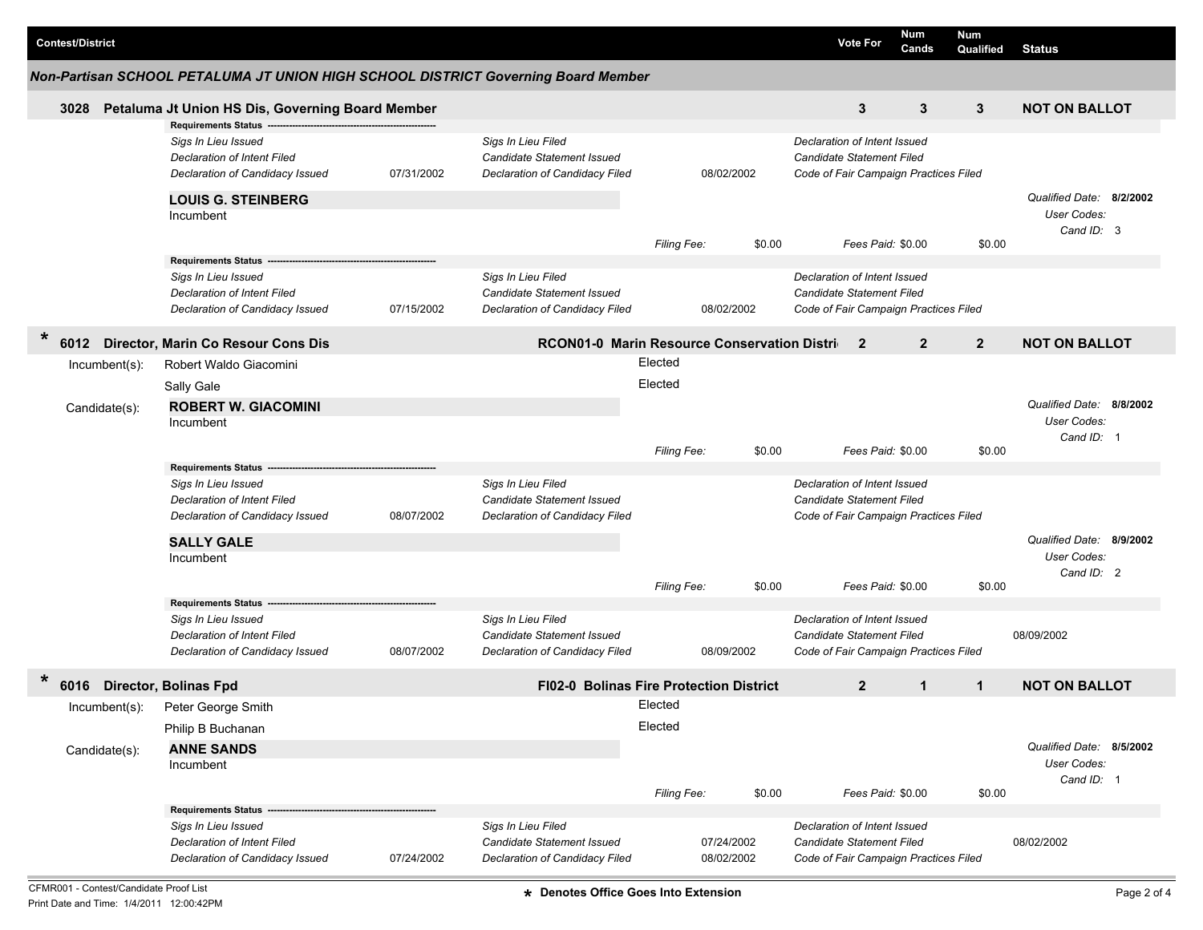| Contest/District | Vote For | Num Cands | Num Qualified | Status |
|---|---|---|---|---|

### Non-Partisan SCHOOL PETALUMA JT UNION HIGH SCHOOL DISTRICT Governing Board Member

**3028 Petaluma Jt Union HS Dis, Governing Board Member** — Vote For: 3 — Num Cands: 3 — Num Qualified: 3 — **NOT ON BALLOT**

**Requirements Status**

| | | | | | |
|---|---|---|---|---|---|
| *Sigs In Lieu Issued* | | *Sigs In Lieu Filed* | | *Declaration of Intent Issued* | |
| *Declaration of Intent Filed* | | *Candidate Statement Issued* | | *Candidate Statement Filed* | |
| *Declaration of Candidacy Issued* | 07/31/2002 | *Declaration of Candidacy Filed* | 08/02/2002 | *Code of Fair Campaign Practices Filed* | |

**LOUIS G. STEINBERG**
Incumbent

*Qualified Date:* **8/2/2002**
*User Codes:*
*Cand ID:* 3

*Filing Fee:* $0.00 *Fees Paid:* $0.00 $0.00

**Requirements Status**

| | | | | | |
|---|---|---|---|---|---|
| *Sigs In Lieu Issued* | | *Sigs In Lieu Filed* | | *Declaration of Intent Issued* | |
| *Declaration of Intent Filed* | | *Candidate Statement Issued* | | *Candidate Statement Filed* | |
| *Declaration of Candidacy Issued* | 07/15/2002 | *Declaration of Candidacy Filed* | 08/02/2002 | *Code of Fair Campaign Practices Filed* | |

**\* 6012 Director, Marin Co Resour Cons Dis** — **RCON01-0 Marin Resource Conservation Distri** — Vote For: 2 — Num Cands: 2 — Num Qualified: 2 — **NOT ON BALLOT**

Incumbent(s):
- Robert Waldo Giacomini — Elected
- Sally Gale — Elected

Candidate(s):

**ROBERT W. GIACOMINI**
Incumbent

*Qualified Date:* **8/8/2002**
*User Codes:*
*Cand ID:* 1

*Filing Fee:* $0.00 *Fees Paid:* $0.00 $0.00

**Requirements Status**

| | | | | | |
|---|---|---|---|---|---|
| *Sigs In Lieu Issued* | | *Sigs In Lieu Filed* | | *Declaration of Intent Issued* | |
| *Declaration of Intent Filed* | | *Candidate Statement Issued* | | *Candidate Statement Filed* | |
| *Declaration of Candidacy Issued* | 08/07/2002 | *Declaration of Candidacy Filed* | | *Code of Fair Campaign Practices Filed* | |

**SALLY GALE**
Incumbent

*Qualified Date:* **8/9/2002**
*User Codes:*
*Cand ID:* 2

*Filing Fee:* $0.00 *Fees Paid:* $0.00 $0.00

**Requirements Status**

| | | | | | |
|---|---|---|---|---|---|
| *Sigs In Lieu Issued* | | *Sigs In Lieu Filed* | | *Declaration of Intent Issued* | |
| *Declaration of Intent Filed* | | *Candidate Statement Issued* | | *Candidate Statement Filed* | 08/09/2002 |
| *Declaration of Candidacy Issued* | 08/07/2002 | *Declaration of Candidacy Filed* | 08/09/2002 | *Code of Fair Campaign Practices Filed* | |

**\* 6016 Director, Bolinas Fpd** — **FI02-0 Bolinas Fire Protection District** — Vote For: 2 — Num Cands: 1 — Num Qualified: 1 — **NOT ON BALLOT**

Incumbent(s):
- Peter George Smith — Elected
- Philip B Buchanan — Elected

Candidate(s):

**ANNE SANDS**
Incumbent

*Qualified Date:* **8/5/2002**
*User Codes:*
*Cand ID:* 1

*Filing Fee:* $0.00 *Fees Paid:* $0.00 $0.00

**Requirements Status**

| | | | | | |
|---|---|---|---|---|---|
| *Sigs In Lieu Issued* | | *Sigs In Lieu Filed* | | *Declaration of Intent Issued* | |
| *Declaration of Intent Filed* | | *Candidate Statement Issued* | 07/24/2002 | *Candidate Statement Filed* | 08/02/2002 |
| *Declaration of Candidacy Issued* | 07/24/2002 | *Declaration of Candidacy Filed* | 08/02/2002 | *Code of Fair Campaign Practices Filed* | |

CFMR001 - Contest/Candidate Proof List
Print Date and Time: 1/4/2011 12:00:42PM

**\* Denotes Office Goes Into Extension**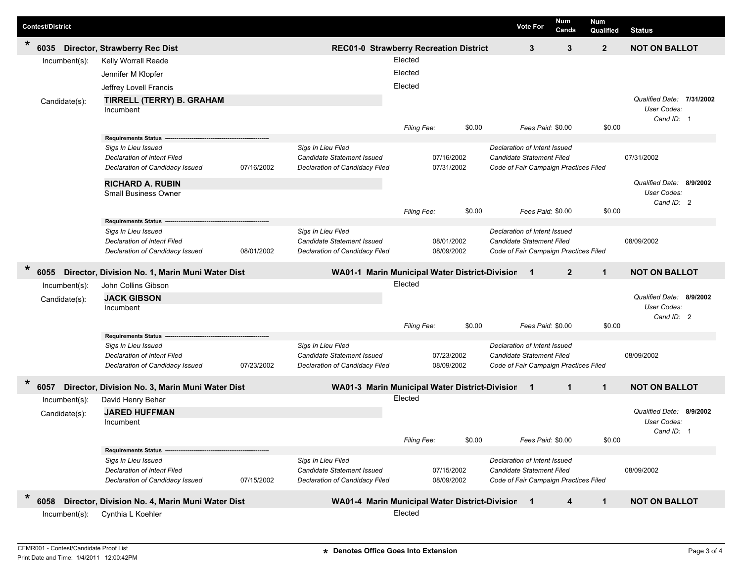| Contest/District | | | Vote For | Num Cands | Num Qualified | Status |
|---|---|---|---|---|---|---|
| * 6035 | Director, Strawberry Rec Dist | REC01-0 Strawberry Recreation District | 3 | 3 | 2 | NOT ON BALLOT |

Incumbent(s):
- Kelly Worrall Reade — Elected
- Jennifer M Klopfer — Elected
- Jeffrey Lovell Francis — Elected

Candidate(s):

**TIRRELL (TERRY) B. GRAHAM**
Incumbent

*Qualified Date:* **7/31/2002**
*User Codes:*
*Cand ID:* 1

*Filing Fee:* $0.00 *Fees Paid:* $0.00 $0.00

**Requirements Status**

| | | | | | |
|---|---|---|---|---|---|
| *Sigs In Lieu Issued* | | *Sigs In Lieu Filed* | | *Declaration of Intent Issued* | |
| *Declaration of Intent Filed* | | *Candidate Statement Issued* | 07/16/2002 | *Candidate Statement Filed* | 07/31/2002 |
| *Declaration of Candidacy Issued* | 07/16/2002 | *Declaration of Candidacy Filed* | 07/31/2002 | *Code of Fair Campaign Practices Filed* | |

**RICHARD A. RUBIN**
Small Business Owner

*Qualified Date:* **8/9/2002**
*User Codes:*
*Cand ID:* 2

*Filing Fee:* $0.00 *Fees Paid:* $0.00 $0.00

**Requirements Status**

| | | | | | |
|---|---|---|---|---|---|
| *Sigs In Lieu Issued* | | *Sigs In Lieu Filed* | | *Declaration of Intent Issued* | |
| *Declaration of Intent Filed* | | *Candidate Statement Issued* | 08/01/2002 | *Candidate Statement Filed* | 08/09/2002 |
| *Declaration of Candidacy Issued* | 08/01/2002 | *Declaration of Candidacy Filed* | 08/09/2002 | *Code of Fair Campaign Practices Filed* | |

| Contest/District | | | Vote For | Num Cands | Num Qualified | Status |
|---|---|---|---|---|---|---|
| * 6055 | Director, Division No. 1, Marin Muni Water Dist | WA01-1 Marin Municipal Water District-Division | 1 | 2 | 1 | NOT ON BALLOT |

Incumbent(s):
- John Collins Gibson — Elected

Candidate(s):

**JACK GIBSON**
Incumbent

*Qualified Date:* **8/9/2002**
*User Codes:*
*Cand ID:* 2

*Filing Fee:* $0.00 *Fees Paid:* $0.00 $0.00

**Requirements Status**

| | | | | | |
|---|---|---|---|---|---|
| *Sigs In Lieu Issued* | | *Sigs In Lieu Filed* | | *Declaration of Intent Issued* | |
| *Declaration of Intent Filed* | | *Candidate Statement Issued* | 07/23/2002 | *Candidate Statement Filed* | 08/09/2002 |
| *Declaration of Candidacy Issued* | 07/23/2002 | *Declaration of Candidacy Filed* | 08/09/2002 | *Code of Fair Campaign Practices Filed* | |

| Contest/District | | | Vote For | Num Cands | Num Qualified | Status |
|---|---|---|---|---|---|---|
| * 6057 | Director, Division No. 3, Marin Muni Water Dist | WA01-3 Marin Municipal Water District-Division | 1 | 1 | 1 | NOT ON BALLOT |

Incumbent(s):
- David Henry Behar — Elected

Candidate(s):

**JARED HUFFMAN**
Incumbent

*Qualified Date:* **8/9/2002**
*User Codes:*
*Cand ID:* 1

*Filing Fee:* $0.00 *Fees Paid:* $0.00 $0.00

**Requirements Status**

| | | | | | |
|---|---|---|---|---|---|
| *Sigs In Lieu Issued* | | *Sigs In Lieu Filed* | | *Declaration of Intent Issued* | |
| *Declaration of Intent Filed* | | *Candidate Statement Issued* | 07/15/2002 | *Candidate Statement Filed* | 08/09/2002 |
| *Declaration of Candidacy Issued* | 07/15/2002 | *Declaration of Candidacy Filed* | 08/09/2002 | *Code of Fair Campaign Practices Filed* | |

| Contest/District | | | Vote For | Num Cands | Num Qualified | Status |
|---|---|---|---|---|---|---|
| * 6058 | Director, Division No. 4, Marin Muni Water Dist | WA01-4 Marin Municipal Water District-Division | 1 | 4 | 1 | NOT ON BALLOT |

Incumbent(s):
- Cynthia L Koehler — Elected

CFMR001 - Contest/Candidate Proof List
Print Date and Time: 1/4/2011 12:00:42PM

\* Denotes Office Goes Into Extension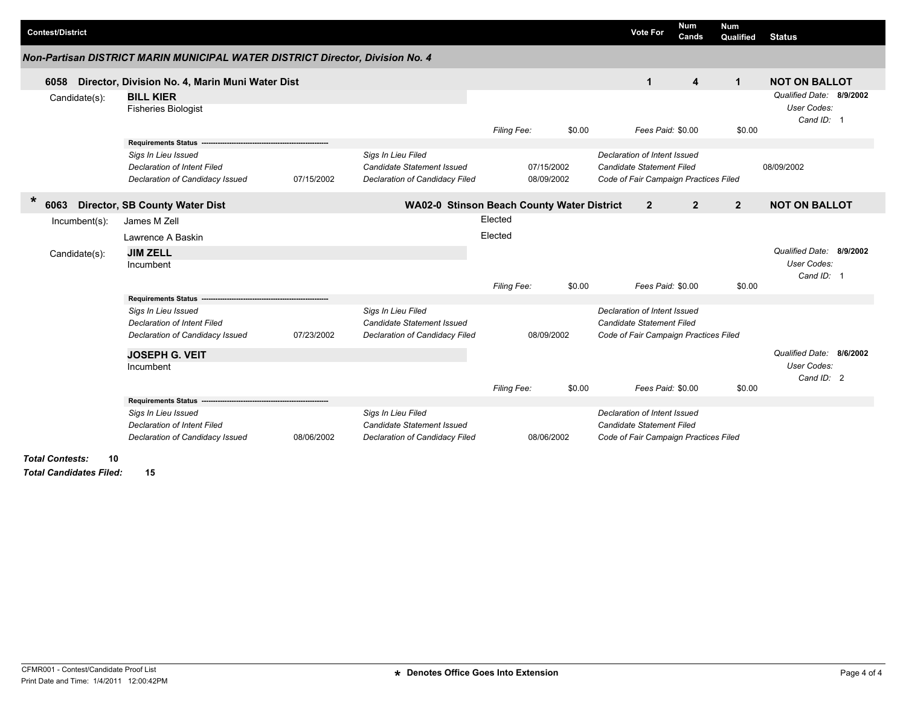| Contest/District | | | | Vote For | Num Cands | Num Qualified | Status |
|---|---|---|---|---|---|---|---|

## Non-Partisan DISTRICT MARIN MUNICIPAL WATER DISTRICT Director, Division No. 4

| | | | | Vote For | Num Cands | Num Qualified | Status |
|---|---|---|---|---|---|---|---|
| **6058** | **Director, Division No. 4, Marin Muni Water Dist** | | | **1** | **4** | **1** | **NOT ON BALLOT** |

Candidate(s): **BILL KIER**
Fisheries Biologist

*Qualified Date:* **8/9/2002**
*User Codes:*
*Cand ID:* 1

*Filing Fee:* $0.00 *Fees Paid:* $0.00 $0.00

**Requirements Status**

| | | | | | |
|---|---|---|---|---|---|
| *Sigs In Lieu Issued* | | *Sigs In Lieu Filed* | | *Declaration of Intent Issued* | |
| *Declaration of Intent Filed* | | *Candidate Statement Issued* | 07/15/2002 | *Candidate Statement Filed* | 08/09/2002 |
| *Declaration of Candidacy Issued* | 07/15/2002 | *Declaration of Candidacy Filed* | 08/09/2002 | *Code of Fair Campaign Practices Filed* | |

| | | | | Vote For | Num Cands | Num Qualified | Status |
|---|---|---|---|---|---|---|---|
| * **6063** | **Director, SB County Water Dist** | **WA02-0 Stinson Beach County Water District** | | **2** | **2** | **2** | **NOT ON BALLOT** |

Incumbent(s):
James M Zell — Elected
Lawrence A Baskin — Elected

Candidate(s): **JIM ZELL**
Incumbent

*Qualified Date:* **8/9/2002**
*User Codes:*
*Cand ID:* 1

*Filing Fee:* $0.00 *Fees Paid:* $0.00 $0.00

**Requirements Status**

| | | | | | |
|---|---|---|---|---|---|
| *Sigs In Lieu Issued* | | *Sigs In Lieu Filed* | | *Declaration of Intent Issued* | |
| *Declaration of Intent Filed* | | *Candidate Statement Issued* | | *Candidate Statement Filed* | |
| *Declaration of Candidacy Issued* | 07/23/2002 | *Declaration of Candidacy Filed* | 08/09/2002 | *Code of Fair Campaign Practices Filed* | |

**JOSEPH G. VEIT**
Incumbent

*Qualified Date:* **8/6/2002**
*User Codes:*
*Cand ID:* 2

*Filing Fee:* $0.00 *Fees Paid:* $0.00 $0.00

**Requirements Status**

| | | | | | |
|---|---|---|---|---|---|
| *Sigs In Lieu Issued* | | *Sigs In Lieu Filed* | | *Declaration of Intent Issued* | |
| *Declaration of Intent Filed* | | *Candidate Statement Issued* | | *Candidate Statement Filed* | |
| *Declaration of Candidacy Issued* | 08/06/2002 | *Declaration of Candidacy Filed* | 08/06/2002 | *Code of Fair Campaign Practices Filed* | |

***Total Contests:*** **10**
***Total Candidates Filed:*** **15**

CFMR001 - Contest/Candidate Proof List
Print Date and Time: 1/4/2011 12:00:42PM

**\* Denotes Office Goes Into Extension**